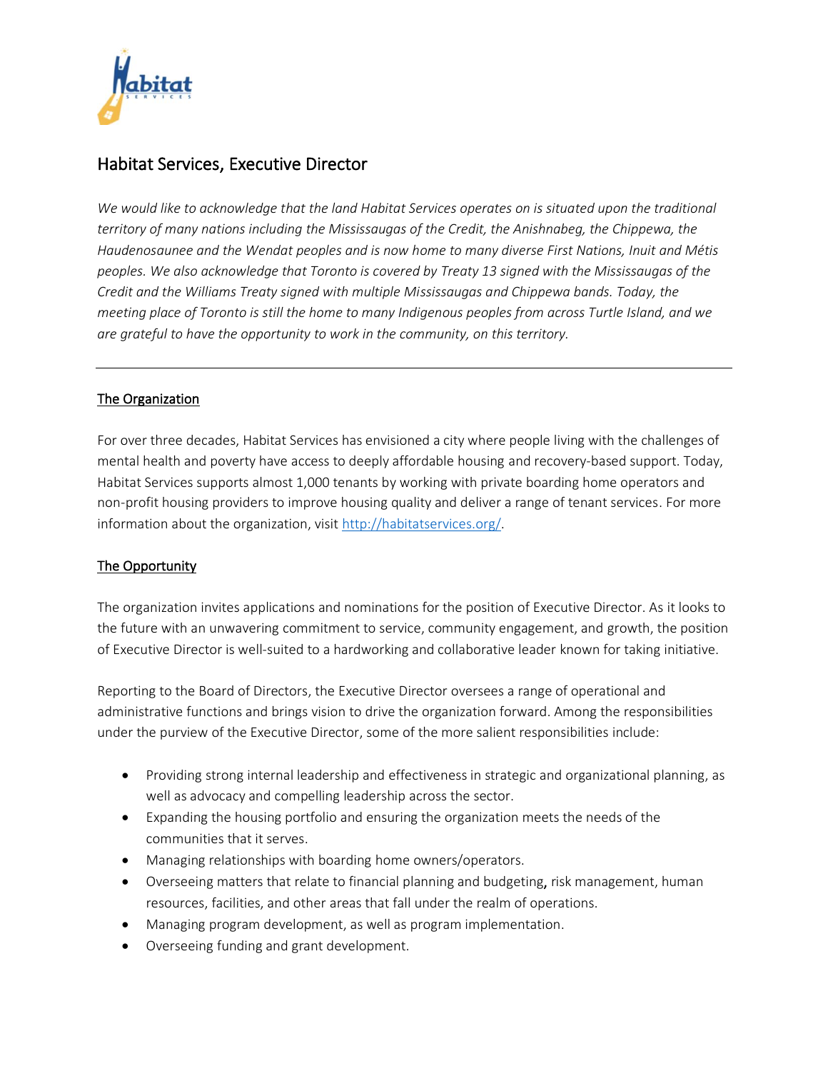# Habitat Services, Executive Director

*We would like to acknowledge that the land Habitat Services operates on is situated upon the traditional territory of many nations including the Mississaugas of the Credit, the Anishnabeg, the Chippewa, the Haudenosaunee and the Wendat peoples and is now home to many diverse First Nations, Inuit and Métis peoples. We also acknowledge that Toronto is covered by Treaty 13 signed with the Mississaugas of the Credit and the Williams Treaty signed with multiple Mississaugas and Chippewa bands. Today, the meeting place of Toronto is still the home to many Indigenous peoples from across Turtle Island, and we are grateful to have the opportunity to work in the community, on this territory.*

---

## The Organization

For over three decades, Habitat Services has envisioned a city where people living with the challenges of mental health and poverty have access to deeply affordable housing and recovery-based support. Today, Habitat Services supports almost 1,000 tenants by working with private boarding home operators and non-profit housing providers to improve housing quality and deliver a range of tenant services. For more information about the organization, visit [http://habitatservices.org/](http://habitatservices.org/).

## The Opportunity

The organization invites applications and nominations for the position of Executive Director. As it looks to the future with an unwavering commitment to service, community engagement, and growth, the position of Executive Director is well-suited to a hardworking and collaborative leader known for taking initiative.

Reporting to the Board of Directors, the Executive Director oversees a range of operational and administrative functions and brings vision to drive the organization forward. Among the responsibilities under the purview of the Executive Director, some of the more salient responsibilities include:

- Providing strong internal leadership and effectiveness in strategic and organizational planning, as well as advocacy and compelling leadership across the sector.
- Expanding the housing portfolio and ensuring the organization meets the needs of the communities that it serves.
- Managing relationships with boarding home owners/operators.
- Overseeing matters that relate to financial planning and budgeting, risk management, human resources, facilities, and other areas that fall under the realm of operations.
- Managing program development, as well as program implementation.
- Overseeing funding and grant development.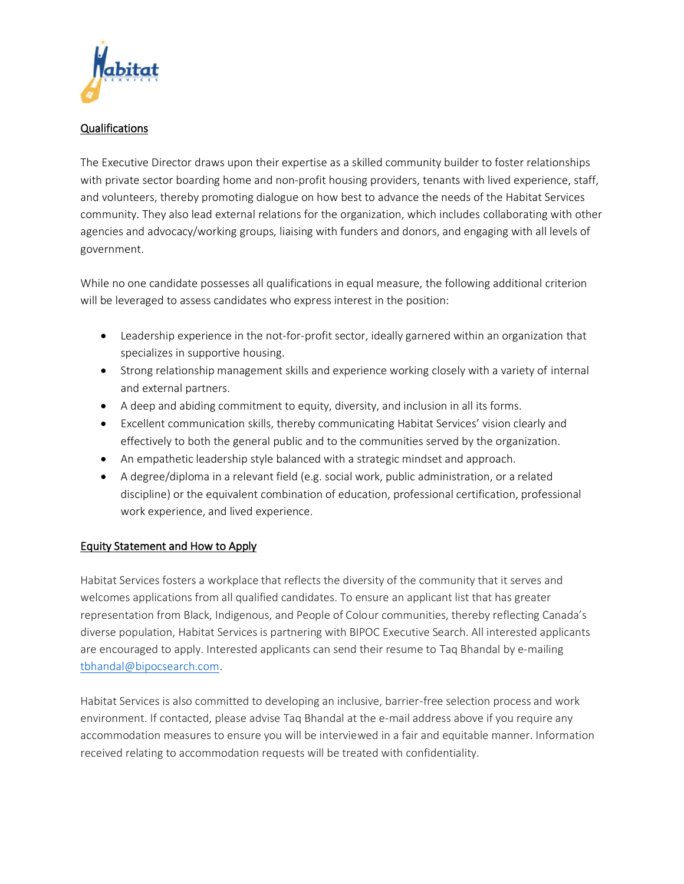## Qualifications

The Executive Director draws upon their expertise as a skilled community builder to foster relationships with private sector boarding home and non-profit housing providers, tenants with lived experience, staff, and volunteers, thereby promoting dialogue on how best to advance the needs of the Habitat Services community. They also lead external relations for the organization, which includes collaborating with other agencies and advocacy/working groups, liaising with funders and donors, and engaging with all levels of government.

While no one candidate possesses all qualifications in equal measure, the following additional criterion will be leveraged to assess candidates who express interest in the position:

- Leadership experience in the not-for-profit sector, ideally garnered within an organization that specializes in supportive housing.
- Strong relationship management skills and experience working closely with a variety of internal and external partners.
- A deep and abiding commitment to equity, diversity, and inclusion in all its forms.
- Excellent communication skills, thereby communicating Habitat Services' vision clearly and effectively to both the general public and to the communities served by the organization.
- An empathetic leadership style balanced with a strategic mindset and approach.
- A degree/diploma in a relevant field (e.g. social work, public administration, or a related discipline) or the equivalent combination of education, professional certification, professional work experience, and lived experience.

## Equity Statement and How to Apply

Habitat Services fosters a workplace that reflects the diversity of the community that it serves and welcomes applications from all qualified candidates. To ensure an applicant list that has greater representation from Black, Indigenous, and People of Colour communities, thereby reflecting Canada's diverse population, Habitat Services is partnering with BIPOC Executive Search. All interested applicants are encouraged to apply. Interested applicants can send their resume to Taq Bhandal by e-mailing tbhandal@bipocsearch.com.

Habitat Services is also committed to developing an inclusive, barrier-free selection process and work environment. If contacted, please advise Taq Bhandal at the e-mail address above if you require any accommodation measures to ensure you will be interviewed in a fair and equitable manner. Information received relating to accommodation requests will be treated with confidentiality.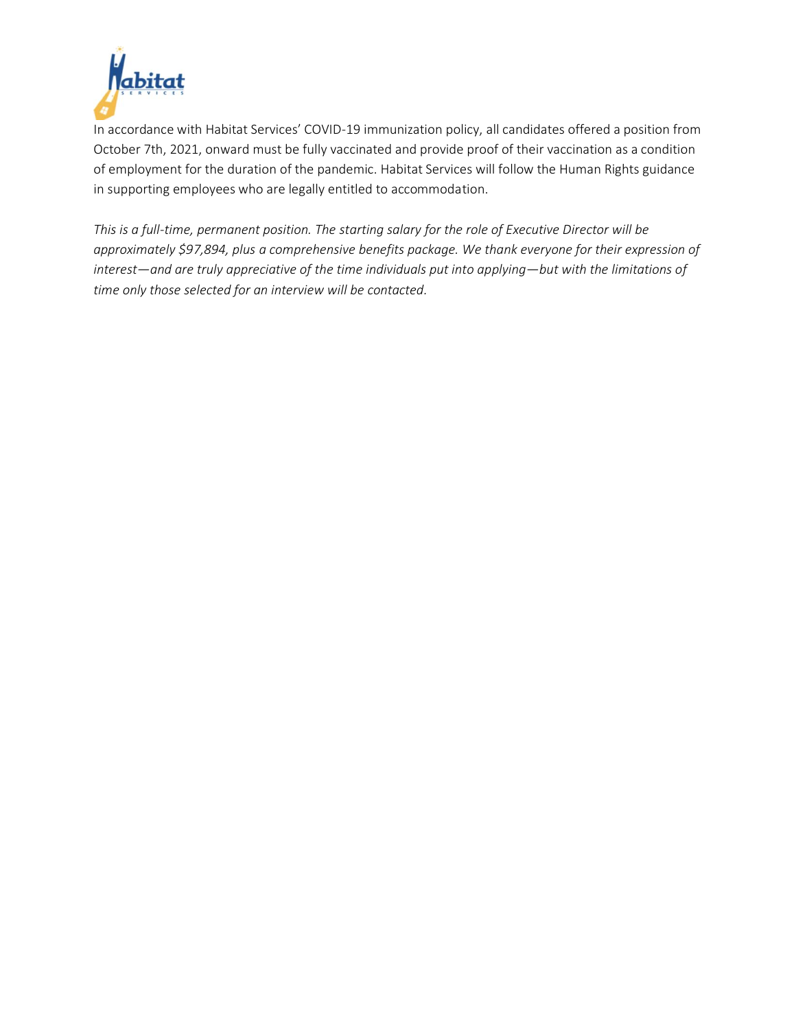In accordance with Habitat Services' COVID-19 immunization policy, all candidates offered a position from October 7th, 2021, onward must be fully vaccinated and provide proof of their vaccination as a condition of employment for the duration of the pandemic. Habitat Services will follow the Human Rights guidance in supporting employees who are legally entitled to accommodation.

*This is a full-time, permanent position. The starting salary for the role of Executive Director will be approximately $97,894, plus a comprehensive benefits package. We thank everyone for their expression of interest—and are truly appreciative of the time individuals put into applying—but with the limitations of time only those selected for an interview will be contacted.*